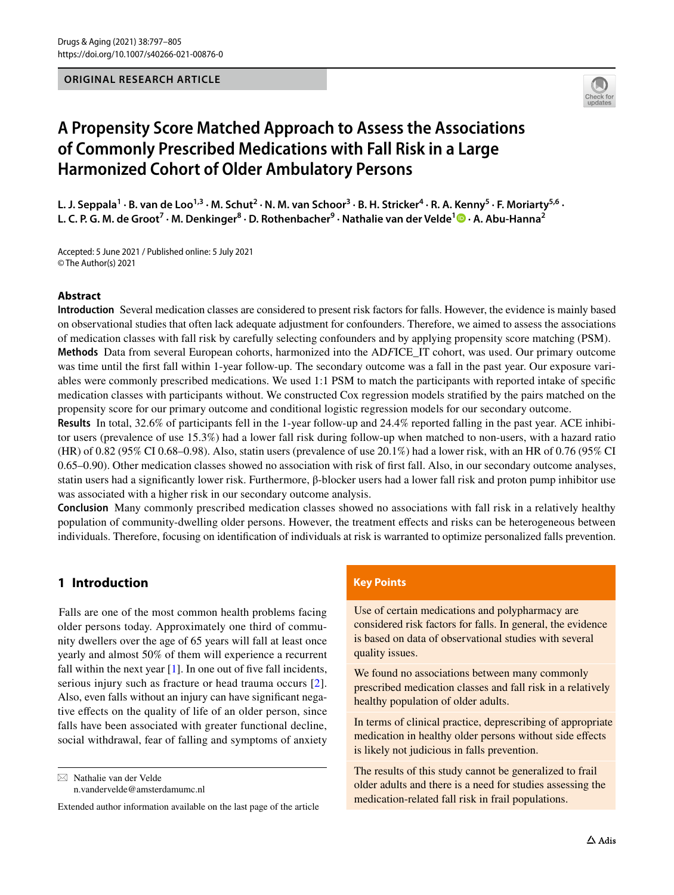ORIGINAL RESEARCH ARTICLE

# A Propensity Score Matched Approach to Assess the Associations of Commonly Prescribed Medications with Fall Risk in a Large Harmonized Cohort of Older Ambulatory Persons

L. J. Seppala[1] · B. van de Loo[1,3] · M. Schut[2] · N. M. van Schoor[3] · B. H. Stricker[4] · R. A. Kenny[5] · F. Moriarty[5,6] · L. C. P. G. M. de Groot[7] · M. Denkinger[8] · D. Rothenbacher[9] · Nathalie van der Velde[1] · A. Abu-Hanna[2]

Accepted: 5 June 2021 / Published online: 5 July 2021
© The Author(s) 2021

## Abstract

**Introduction** Several medication classes are considered to present risk factors for falls. However, the evidence is mainly based on observational studies that often lack adequate adjustment for confounders. Therefore, we aimed to assess the associations of medication classes with fall risk by carefully selecting confounders and by applying propensity score matching (PSM).

**Methods** Data from several European cohorts, harmonized into the AD*F*ICE_IT cohort, was used. Our primary outcome was time until the first fall within 1-year follow-up. The secondary outcome was a fall in the past year. Our exposure variables were commonly prescribed medications. We used 1:1 PSM to match the participants with reported intake of specific medication classes with participants without. We constructed Cox regression models stratified by the pairs matched on the propensity score for our primary outcome and conditional logistic regression models for our secondary outcome.

**Results** In total, 32.6% of participants fell in the 1-year follow-up and 24.4% reported falling in the past year. ACE inhibitor users (prevalence of use 15.3%) had a lower fall risk during follow-up when matched to non-users, with a hazard ratio (HR) of 0.82 (95% CI 0.68–0.98). Also, statin users (prevalence of use 20.1%) had a lower risk, with an HR of 0.76 (95% CI 0.65–0.90). Other medication classes showed no association with risk of first fall. Also, in our secondary outcome analyses, statin users had a significantly lower risk. Furthermore, β-blocker users had a lower fall risk and proton pump inhibitor use was associated with a higher risk in our secondary outcome analysis.

**Conclusion** Many commonly prescribed medication classes showed no associations with fall risk in a relatively healthy population of community-dwelling older persons. However, the treatment effects and risks can be heterogeneous between individuals. Therefore, focusing on identification of individuals at risk is warranted to optimize personalized falls prevention.

## Key Points

Use of certain medications and polypharmacy are considered risk factors for falls. In general, the evidence is based on data of observational studies with several quality issues.

We found no associations between many commonly prescribed medication classes and fall risk in a relatively healthy population of older adults.

In terms of clinical practice, deprescribing of appropriate medication in healthy older persons without side effects is likely not judicious in falls prevention.

The results of this study cannot be generalized to frail older adults and there is a need for studies assessing the medication-related fall risk in frail populations.

## 1 Introduction

Falls are one of the most common health problems facing older persons today. Approximately one third of community dwellers over the age of 65 years will fall at least once yearly and almost 50% of them will experience a recurrent fall within the next year [1]. In one out of five fall incidents, serious injury such as fracture or head trauma occurs [2]. Also, even falls without an injury can have significant negative effects on the quality of life of an older person, since falls have been associated with greater functional decline, social withdrawal, fear of falling and symptoms of anxiety

✉ Nathalie van der Velde
n.vandervelde@amsterdamumc.nl

Extended author information available on the last page of the article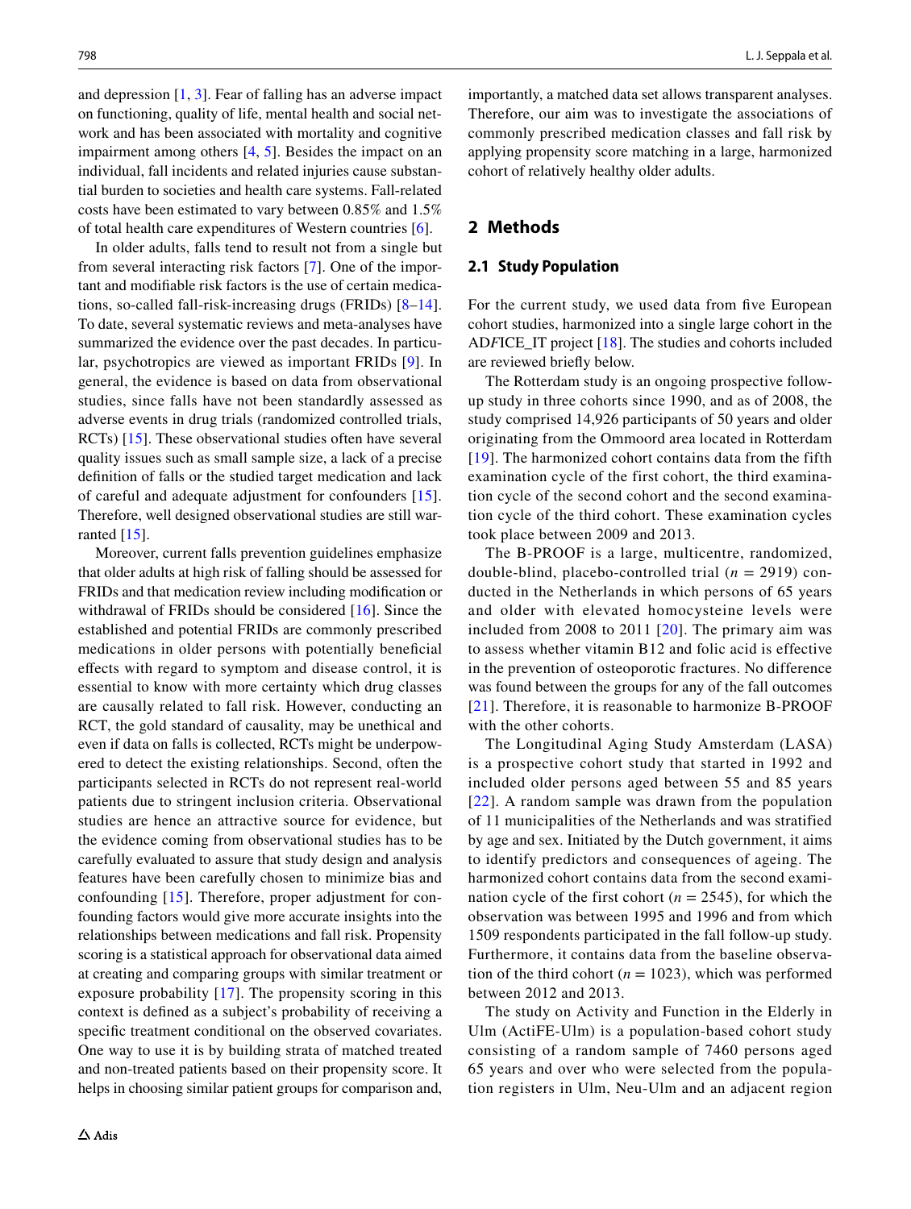and depression [1, 3]. Fear of falling has an adverse impact on functioning, quality of life, mental health and social network and has been associated with mortality and cognitive impairment among others [4, 5]. Besides the impact on an individual, fall incidents and related injuries cause substantial burden to societies and health care systems. Fall-related costs have been estimated to vary between 0.85% and 1.5% of total health care expenditures of Western countries [6].

In older adults, falls tend to result not from a single but from several interacting risk factors [7]. One of the important and modifiable risk factors is the use of certain medications, so-called fall-risk-increasing drugs (FRIDs) [8–14]. To date, several systematic reviews and meta-analyses have summarized the evidence over the past decades. In particular, psychotropics are viewed as important FRIDs [9]. In general, the evidence is based on data from observational studies, since falls have not been standardly assessed as adverse events in drug trials (randomized controlled trials, RCTs) [15]. These observational studies often have several quality issues such as small sample size, a lack of a precise definition of falls or the studied target medication and lack of careful and adequate adjustment for confounders [15]. Therefore, well designed observational studies are still warranted [15].

Moreover, current falls prevention guidelines emphasize that older adults at high risk of falling should be assessed for FRIDs and that medication review including modification or withdrawal of FRIDs should be considered [16]. Since the established and potential FRIDs are commonly prescribed medications in older persons with potentially beneficial effects with regard to symptom and disease control, it is essential to know with more certainty which drug classes are causally related to fall risk. However, conducting an RCT, the gold standard of causality, may be unethical and even if data on falls is collected, RCTs might be underpowered to detect the existing relationships. Second, often the participants selected in RCTs do not represent real-world patients due to stringent inclusion criteria. Observational studies are hence an attractive source for evidence, but the evidence coming from observational studies has to be carefully evaluated to assure that study design and analysis features have been carefully chosen to minimize bias and confounding [15]. Therefore, proper adjustment for confounding factors would give more accurate insights into the relationships between medications and fall risk. Propensity scoring is a statistical approach for observational data aimed at creating and comparing groups with similar treatment or exposure probability [17]. The propensity scoring in this context is defined as a subject's probability of receiving a specific treatment conditional on the observed covariates. One way to use it is by building strata of matched treated and non-treated patients based on their propensity score. It helps in choosing similar patient groups for comparison and, importantly, a matched data set allows transparent analyses. Therefore, our aim was to investigate the associations of commonly prescribed medication classes and fall risk by applying propensity score matching in a large, harmonized cohort of relatively healthy older adults.

## 2 Methods

### 2.1 Study Population

For the current study, we used data from five European cohort studies, harmonized into a single large cohort in the AD*F*ICE_IT project [18]. The studies and cohorts included are reviewed briefly below.

The Rotterdam study is an ongoing prospective follow-up study in three cohorts since 1990, and as of 2008, the study comprised 14,926 participants of 50 years and older originating from the Ommoord area located in Rotterdam [19]. The harmonized cohort contains data from the fifth examination cycle of the first cohort, the third examination cycle of the second cohort and the second examination cycle of the third cohort. These examination cycles took place between 2009 and 2013.

The B-PROOF is a large, multicentre, randomized, double-blind, placebo-controlled trial ($n$ = 2919) conducted in the Netherlands in which persons of 65 years and older with elevated homocysteine levels were included from 2008 to 2011 [20]. The primary aim was to assess whether vitamin B12 and folic acid is effective in the prevention of osteoporotic fractures. No difference was found between the groups for any of the fall outcomes [21]. Therefore, it is reasonable to harmonize B-PROOF with the other cohorts.

The Longitudinal Aging Study Amsterdam (LASA) is a prospective cohort study that started in 1992 and included older persons aged between 55 and 85 years [22]. A random sample was drawn from the population of 11 municipalities of the Netherlands and was stratified by age and sex. Initiated by the Dutch government, it aims to identify predictors and consequences of ageing. The harmonized cohort contains data from the second examination cycle of the first cohort ($n$ = 2545), for which the observation was between 1995 and 1996 and from which 1509 respondents participated in the fall follow-up study. Furthermore, it contains data from the baseline observation of the third cohort ($n$ = 1023), which was performed between 2012 and 2013.

The study on Activity and Function in the Elderly in Ulm (ActiFE-Ulm) is a population-based cohort study consisting of a random sample of 7460 persons aged 65 years and over who were selected from the population registers in Ulm, Neu-Ulm and an adjacent region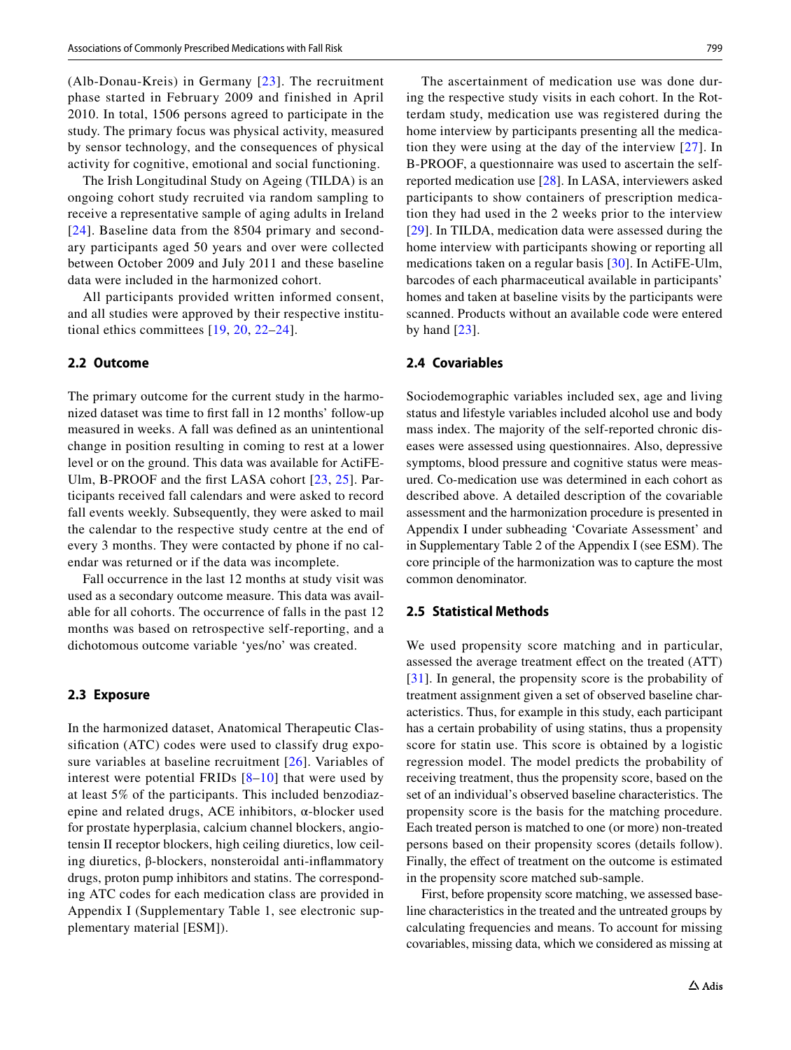(Alb-Donau-Kreis) in Germany [23]. The recruitment phase started in February 2009 and finished in April 2010. In total, 1506 persons agreed to participate in the study. The primary focus was physical activity, measured by sensor technology, and the consequences of physical activity for cognitive, emotional and social functioning.

The Irish Longitudinal Study on Ageing (TILDA) is an ongoing cohort study recruited via random sampling to receive a representative sample of aging adults in Ireland [24]. Baseline data from the 8504 primary and secondary participants aged 50 years and over were collected between October 2009 and July 2011 and these baseline data were included in the harmonized cohort.

All participants provided written informed consent, and all studies were approved by their respective institutional ethics committees [19, 20, 22–24].

### 2.2 Outcome

The primary outcome for the current study in the harmonized dataset was time to first fall in 12 months' follow-up measured in weeks. A fall was defined as an unintentional change in position resulting in coming to rest at a lower level or on the ground. This data was available for ActiFE-Ulm, B-PROOF and the first LASA cohort [23, 25]. Participants received fall calendars and were asked to record fall events weekly. Subsequently, they were asked to mail the calendar to the respective study centre at the end of every 3 months. They were contacted by phone if no calendar was returned or if the data was incomplete.

Fall occurrence in the last 12 months at study visit was used as a secondary outcome measure. This data was available for all cohorts. The occurrence of falls in the past 12 months was based on retrospective self-reporting, and a dichotomous outcome variable 'yes/no' was created.

### 2.3 Exposure

In the harmonized dataset, Anatomical Therapeutic Classification (ATC) codes were used to classify drug exposure variables at baseline recruitment [26]. Variables of interest were potential FRIDs [8–10] that were used by at least 5% of the participants. This included benzodiazepine and related drugs, ACE inhibitors, α-blocker used for prostate hyperplasia, calcium channel blockers, angiotensin II receptor blockers, high ceiling diuretics, low ceiling diuretics, β-blockers, nonsteroidal anti-inflammatory drugs, proton pump inhibitors and statins. The corresponding ATC codes for each medication class are provided in Appendix I (Supplementary Table 1, see electronic supplementary material [ESM]).

The ascertainment of medication use was done during the respective study visits in each cohort. In the Rotterdam study, medication use was registered during the home interview by participants presenting all the medication they were using at the day of the interview [27]. In B-PROOF, a questionnaire was used to ascertain the self-reported medication use [28]. In LASA, interviewers asked participants to show containers of prescription medication they had used in the 2 weeks prior to the interview [29]. In TILDA, medication data were assessed during the home interview with participants showing or reporting all medications taken on a regular basis [30]. In ActiFE-Ulm, barcodes of each pharmaceutical available in participants' homes and taken at baseline visits by the participants were scanned. Products without an available code were entered by hand [23].

### 2.4 Covariables

Sociodemographic variables included sex, age and living status and lifestyle variables included alcohol use and body mass index. The majority of the self-reported chronic diseases were assessed using questionnaires. Also, depressive symptoms, blood pressure and cognitive status were measured. Co-medication use was determined in each cohort as described above. A detailed description of the covariable assessment and the harmonization procedure is presented in Appendix I under subheading 'Covariate Assessment' and in Supplementary Table 2 of the Appendix I (see ESM). The core principle of the harmonization was to capture the most common denominator.

### 2.5 Statistical Methods

We used propensity score matching and in particular, assessed the average treatment effect on the treated (ATT) [31]. In general, the propensity score is the probability of treatment assignment given a set of observed baseline characteristics. Thus, for example in this study, each participant has a certain probability of using statins, thus a propensity score for statin use. This score is obtained by a logistic regression model. The model predicts the probability of receiving treatment, thus the propensity score, based on the set of an individual's observed baseline characteristics. The propensity score is the basis for the matching procedure. Each treated person is matched to one (or more) non-treated persons based on their propensity scores (details follow). Finally, the effect of treatment on the outcome is estimated in the propensity score matched sub-sample.

First, before propensity score matching, we assessed baseline characteristics in the treated and the untreated groups by calculating frequencies and means. To account for missing covariables, missing data, which we considered as missing at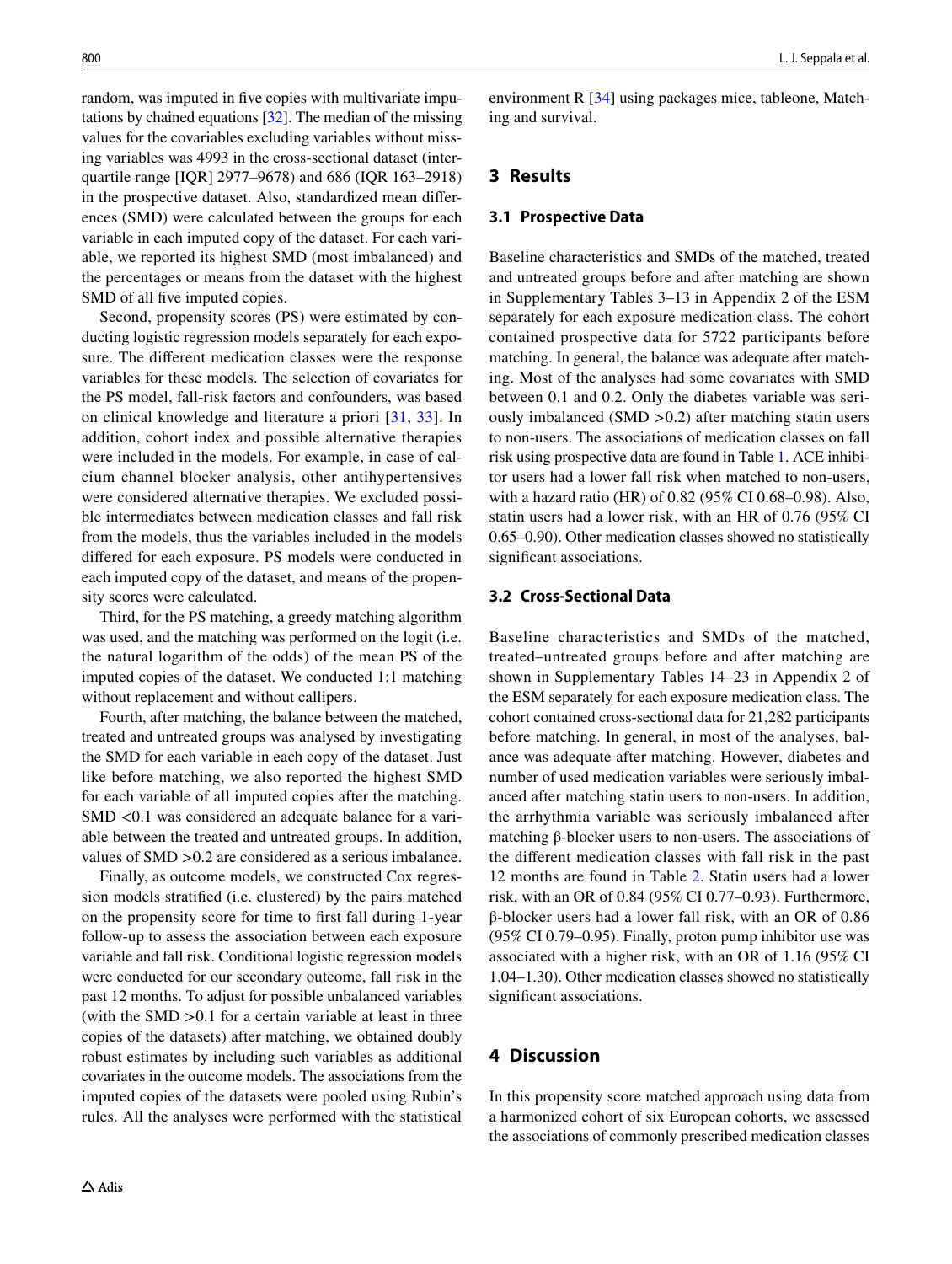random, was imputed in five copies with multivariate imputations by chained equations [32]. The median of the missing values for the covariables excluding variables without missing variables was 4993 in the cross-sectional dataset (interquartile range [IQR] 2977–9678) and 686 (IQR 163–2918) in the prospective dataset. Also, standardized mean differences (SMD) were calculated between the groups for each variable in each imputed copy of the dataset. For each variable, we reported its highest SMD (most imbalanced) and the percentages or means from the dataset with the highest SMD of all five imputed copies.

Second, propensity scores (PS) were estimated by conducting logistic regression models separately for each exposure. The different medication classes were the response variables for these models. The selection of covariates for the PS model, fall-risk factors and confounders, was based on clinical knowledge and literature a priori [31, 33]. In addition, cohort index and possible alternative therapies were included in the models. For example, in case of calcium channel blocker analysis, other antihypertensives were considered alternative therapies. We excluded possible intermediates between medication classes and fall risk from the models, thus the variables included in the models differed for each exposure. PS models were conducted in each imputed copy of the dataset, and means of the propensity scores were calculated.

Third, for the PS matching, a greedy matching algorithm was used, and the matching was performed on the logit (i.e. the natural logarithm of the odds) of the mean PS of the imputed copies of the dataset. We conducted 1:1 matching without replacement and without callipers.

Fourth, after matching, the balance between the matched, treated and untreated groups was analysed by investigating the SMD for each variable in each copy of the dataset. Just like before matching, we also reported the highest SMD for each variable of all imputed copies after the matching. SMD <0.1 was considered an adequate balance for a variable between the treated and untreated groups. In addition, values of SMD >0.2 are considered as a serious imbalance.

Finally, as outcome models, we constructed Cox regression models stratified (i.e. clustered) by the pairs matched on the propensity score for time to first fall during 1-year follow-up to assess the association between each exposure variable and fall risk. Conditional logistic regression models were conducted for our secondary outcome, fall risk in the past 12 months. To adjust for possible unbalanced variables (with the SMD >0.1 for a certain variable at least in three copies of the datasets) after matching, we obtained doubly robust estimates by including such variables as additional covariates in the outcome models. The associations from the imputed copies of the datasets were pooled using Rubin's rules. All the analyses were performed with the statistical environment R [34] using packages mice, tableone, Matching and survival.

## 3 Results

### 3.1 Prospective Data

Baseline characteristics and SMDs of the matched, treated and untreated groups before and after matching are shown in Supplementary Tables 3–13 in Appendix 2 of the ESM separately for each exposure medication class. The cohort contained prospective data for 5722 participants before matching. In general, the balance was adequate after matching. Most of the analyses had some covariates with SMD between 0.1 and 0.2. Only the diabetes variable was seriously imbalanced (SMD >0.2) after matching statin users to non-users. The associations of medication classes on fall risk using prospective data are found in Table 1. ACE inhibitor users had a lower fall risk when matched to non-users, with a hazard ratio (HR) of 0.82 (95% CI 0.68–0.98). Also, statin users had a lower risk, with an HR of 0.76 (95% CI 0.65–0.90). Other medication classes showed no statistically significant associations.

### 3.2 Cross-Sectional Data

Baseline characteristics and SMDs of the matched, treated–untreated groups before and after matching are shown in Supplementary Tables 14–23 in Appendix 2 of the ESM separately for each exposure medication class. The cohort contained cross-sectional data for 21,282 participants before matching. In general, in most of the analyses, balance was adequate after matching. However, diabetes and number of used medication variables were seriously imbalanced after matching statin users to non-users. In addition, the arrhythmia variable was seriously imbalanced after matching β-blocker users to non-users. The associations of the different medication classes with fall risk in the past 12 months are found in Table 2. Statin users had a lower risk, with an OR of 0.84 (95% CI 0.77–0.93). Furthermore, β-blocker users had a lower fall risk, with an OR of 0.86 (95% CI 0.79–0.95). Finally, proton pump inhibitor use was associated with a higher risk, with an OR of 1.16 (95% CI 1.04–1.30). Other medication classes showed no statistically significant associations.

## 4 Discussion

In this propensity score matched approach using data from a harmonized cohort of six European cohorts, we assessed the associations of commonly prescribed medication classes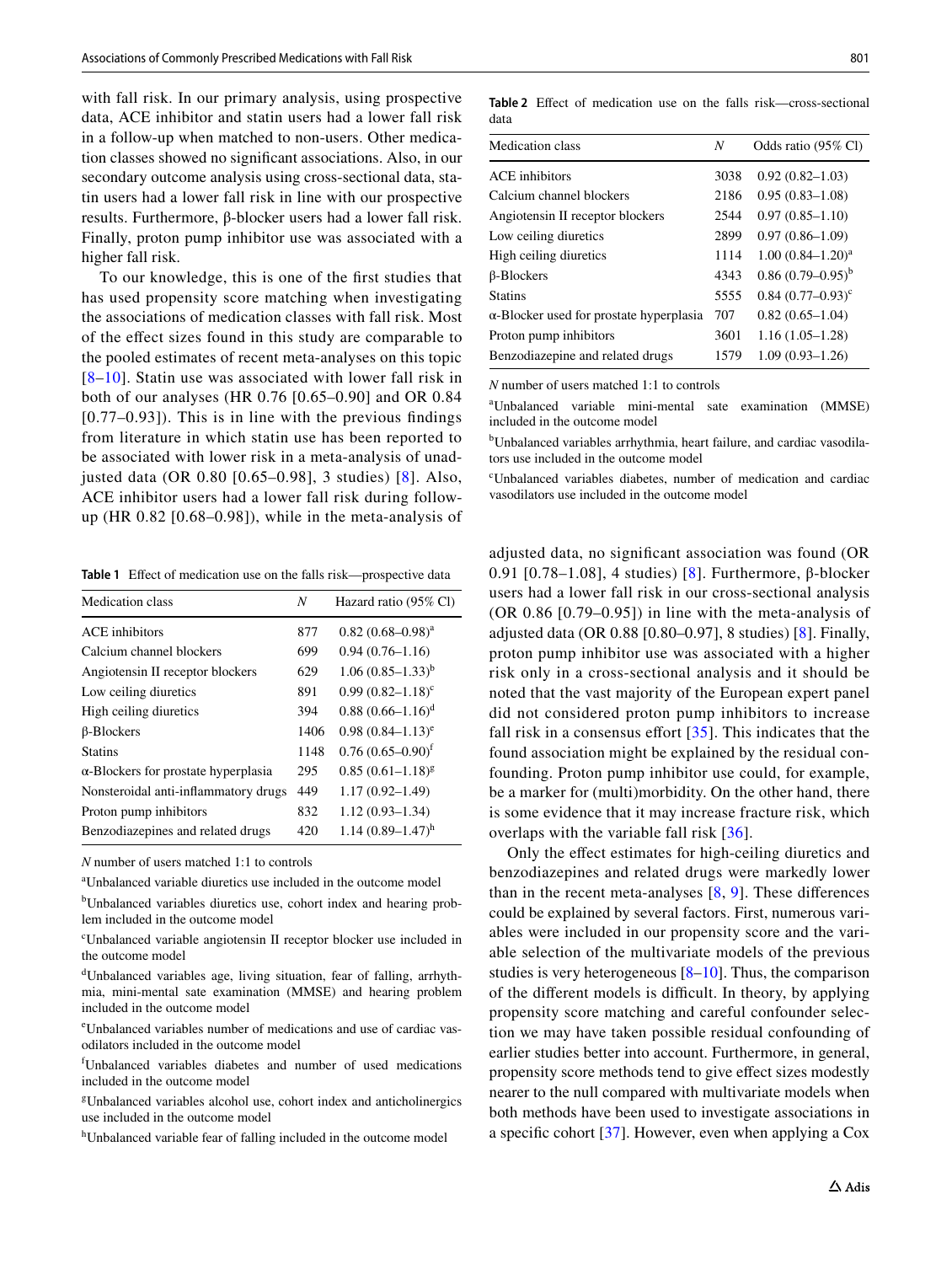with fall risk. In our primary analysis, using prospective data, ACE inhibitor and statin users had a lower fall risk in a follow-up when matched to non-users. Other medication classes showed no significant associations. Also, in our secondary outcome analysis using cross-sectional data, statin users had a lower fall risk in line with our prospective results. Furthermore, β-blocker users had a lower fall risk. Finally, proton pump inhibitor use was associated with a higher fall risk.

To our knowledge, this is one of the first studies that has used propensity score matching when investigating the associations of medication classes with fall risk. Most of the effect sizes found in this study are comparable to the pooled estimates of recent meta-analyses on this topic [8–10]. Statin use was associated with lower fall risk in both of our analyses (HR 0.76 [0.65–0.90] and OR 0.84 [0.77–0.93]). This is in line with the previous findings from literature in which statin use has been reported to be associated with lower risk in a meta-analysis of unadjusted data (OR 0.80 [0.65–0.98], 3 studies) [8]. Also, ACE inhibitor users had a lower fall risk during follow-up (HR 0.82 [0.68–0.98]), while in the meta-analysis of adjusted data, no significant association was found (OR 0.91 [0.78–1.08], 4 studies) [8]. Furthermore, β-blocker users had a lower fall risk in our cross-sectional analysis (OR 0.86 [0.79–0.95]) in line with the meta-analysis of adjusted data (OR 0.88 [0.80–0.97], 8 studies) [8]. Finally, proton pump inhibitor use was associated with a higher risk only in a cross-sectional analysis and it should be noted that the vast majority of the European expert panel did not considered proton pump inhibitors to increase fall risk in a consensus effort [35]. This indicates that the found association might be explained by the residual confounding. Proton pump inhibitor use could, for example, be a marker for (multi)morbidity. On the other hand, there is some evidence that it may increase fracture risk, which overlaps with the variable fall risk [36].

Only the effect estimates for high-ceiling diuretics and benzodiazepines and related drugs were markedly lower than in the recent meta-analyses [8, 9]. These differences could be explained by several factors. First, numerous variables were included in our propensity score and the variable selection of the multivariate models of the previous studies is very heterogeneous [8–10]. Thus, the comparison of the different models is difficult. In theory, by applying propensity score matching and careful confounder selection we may have taken possible residual confounding of earlier studies better into account. Furthermore, in general, propensity score methods tend to give effect sizes modestly nearer to the null compared with multivariate models when both methods have been used to investigate associations in a specific cohort [37]. However, even when applying a Cox

**Table 1** Effect of medication use on the falls risk—prospective data

| Medication class | *N* | Hazard ratio (95% CI) |
|---|---|---|
| ACE inhibitors | 877 | 0.82 (0.68–0.98)[a] |
| Calcium channel blockers | 699 | 0.94 (0.76–1.16) |
| Angiotensin II receptor blockers | 629 | 1.06 (0.85–1.33)[b] |
| Low ceiling diuretics | 891 | 0.99 (0.82–1.18)[c] |
| High ceiling diuretics | 394 | 0.88 (0.66–1.16)[d] |
| β-Blockers | 1406 | 0.98 (0.84–1.13)[e] |
| Statins | 1148 | 0.76 (0.65–0.90)[f] |
| α-Blockers for prostate hyperplasia | 295 | 0.85 (0.61–1.18)[g] |
| Nonsteroidal anti-inflammatory drugs | 449 | 1.17 (0.92–1.49) |
| Proton pump inhibitors | 832 | 1.12 (0.93–1.34) |
| Benzodiazepines and related drugs | 420 | 1.14 (0.89–1.47)[h] |

*N* number of users matched 1:1 to controls

[a]Unbalanced variable diuretics use included in the outcome model

[b]Unbalanced variables diuretics use, cohort index and hearing problem included in the outcome model

[c]Unbalanced variable angiotensin II receptor blocker use included in the outcome model

[d]Unbalanced variables age, living situation, fear of falling, arrhythmia, mini-mental sate examination (MMSE) and hearing problem included in the outcome model

[e]Unbalanced variables number of medications and use of cardiac vasodilators included in the outcome model

[f]Unbalanced variables diabetes and number of used medications included in the outcome model

[g]Unbalanced variables alcohol use, cohort index and anticholinergics use included in the outcome model

[h]Unbalanced variable fear of falling included in the outcome model

**Table 2** Effect of medication use on the falls risk—cross-sectional data

| Medication class | *N* | Odds ratio (95% CI) |
|---|---|---|
| ACE inhibitors | 3038 | 0.92 (0.82–1.03) |
| Calcium channel blockers | 2186 | 0.95 (0.83–1.08) |
| Angiotensin II receptor blockers | 2544 | 0.97 (0.85–1.10) |
| Low ceiling diuretics | 2899 | 0.97 (0.86–1.09) |
| High ceiling diuretics | 1114 | 1.00 (0.84–1.20)[a] |
| β-Blockers | 4343 | 0.86 (0.79–0.95)[b] |
| Statins | 5555 | 0.84 (0.77–0.93)[c] |
| α-Blocker used for prostate hyperplasia | 707 | 0.82 (0.65–1.04) |
| Proton pump inhibitors | 3601 | 1.16 (1.05–1.28) |
| Benzodiazepine and related drugs | 1579 | 1.09 (0.93–1.26) |

*N* number of users matched 1:1 to controls

[a]Unbalanced variable mini-mental sate examination (MMSE) included in the outcome model

[b]Unbalanced variables arrhythmia, heart failure, and cardiac vasodilators use included in the outcome model

[c]Unbalanced variables diabetes, number of medication and cardiac vasodilators use included in the outcome model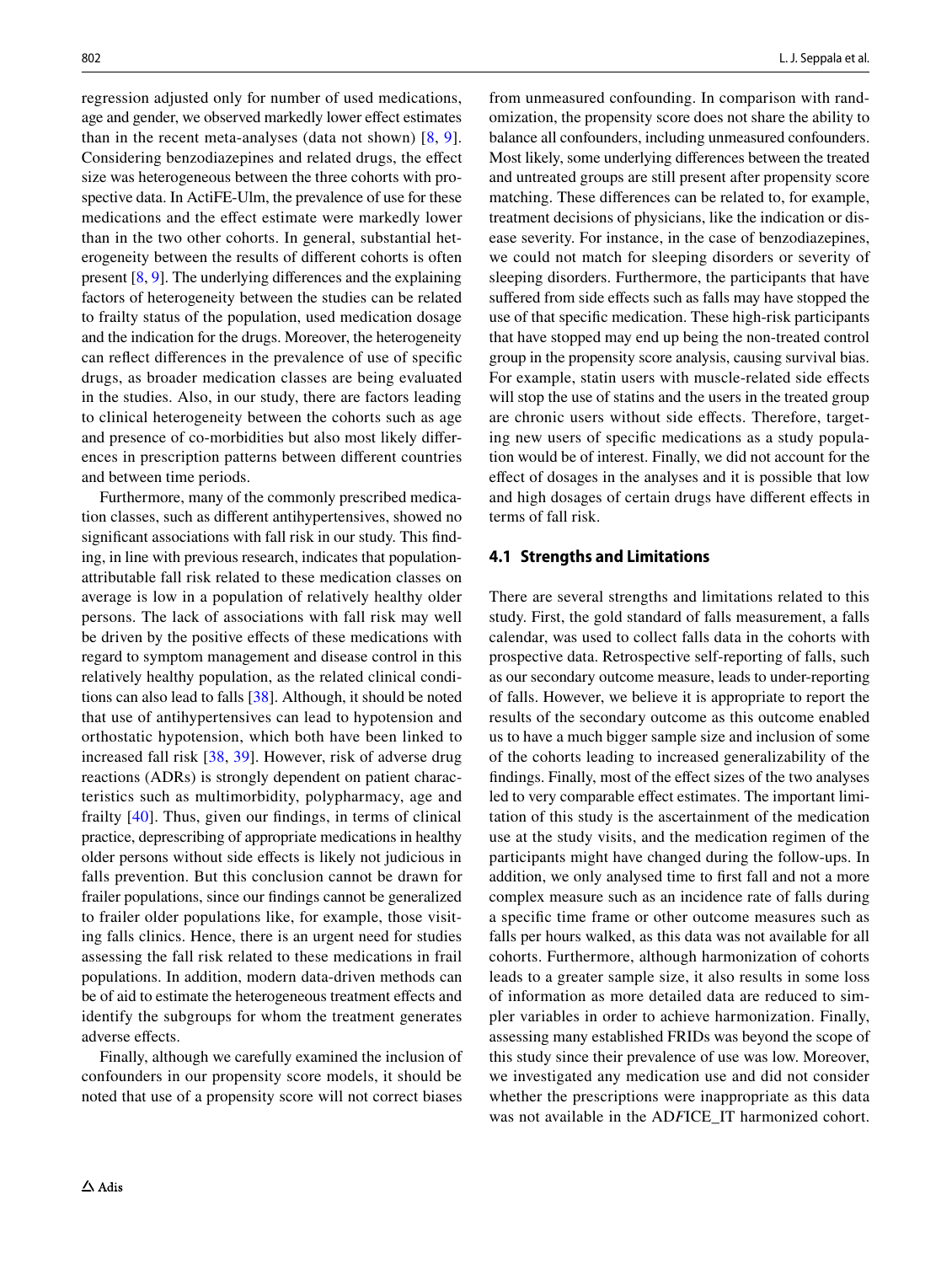regression adjusted only for number of used medications, age and gender, we observed markedly lower effect estimates than in the recent meta-analyses (data not shown) [8, 9]. Considering benzodiazepines and related drugs, the effect size was heterogeneous between the three cohorts with prospective data. In ActiFE-Ulm, the prevalence of use for these medications and the effect estimate were markedly lower than in the two other cohorts. In general, substantial heterogeneity between the results of different cohorts is often present [8, 9]. The underlying differences and the explaining factors of heterogeneity between the studies can be related to frailty status of the population, used medication dosage and the indication for the drugs. Moreover, the heterogeneity can reflect differences in the prevalence of use of specific drugs, as broader medication classes are being evaluated in the studies. Also, in our study, there are factors leading to clinical heterogeneity between the cohorts such as age and presence of co-morbidities but also most likely differences in prescription patterns between different countries and between time periods.

Furthermore, many of the commonly prescribed medication classes, such as different antihypertensives, showed no significant associations with fall risk in our study. This finding, in line with previous research, indicates that population-attributable fall risk related to these medication classes on average is low in a population of relatively healthy older persons. The lack of associations with fall risk may well be driven by the positive effects of these medications with regard to symptom management and disease control in this relatively healthy population, as the related clinical conditions can also lead to falls [38]. Although, it should be noted that use of antihypertensives can lead to hypotension and orthostatic hypotension, which both have been linked to increased fall risk [38, 39]. However, risk of adverse drug reactions (ADRs) is strongly dependent on patient characteristics such as multimorbidity, polypharmacy, age and frailty [40]. Thus, given our findings, in terms of clinical practice, deprescribing of appropriate medications in healthy older persons without side effects is likely not judicious in falls prevention. But this conclusion cannot be drawn for frailer populations, since our findings cannot be generalized to frailer older populations like, for example, those visiting falls clinics. Hence, there is an urgent need for studies assessing the fall risk related to these medications in frail populations. In addition, modern data-driven methods can be of aid to estimate the heterogeneous treatment effects and identify the subgroups for whom the treatment generates adverse effects.

Finally, although we carefully examined the inclusion of confounders in our propensity score models, it should be noted that use of a propensity score will not correct biases from unmeasured confounding. In comparison with randomization, the propensity score does not share the ability to balance all confounders, including unmeasured confounders. Most likely, some underlying differences between the treated and untreated groups are still present after propensity score matching. These differences can be related to, for example, treatment decisions of physicians, like the indication or disease severity. For instance, in the case of benzodiazepines, we could not match for sleeping disorders or severity of sleeping disorders. Furthermore, the participants that have suffered from side effects such as falls may have stopped the use of that specific medication. These high-risk participants that have stopped may end up being the non-treated control group in the propensity score analysis, causing survival bias. For example, statin users with muscle-related side effects will stop the use of statins and the users in the treated group are chronic users without side effects. Therefore, targeting new users of specific medications as a study population would be of interest. Finally, we did not account for the effect of dosages in the analyses and it is possible that low and high dosages of certain drugs have different effects in terms of fall risk.

### 4.1 Strengths and Limitations

There are several strengths and limitations related to this study. First, the gold standard of falls measurement, a falls calendar, was used to collect falls data in the cohorts with prospective data. Retrospective self-reporting of falls, such as our secondary outcome measure, leads to under-reporting of falls. However, we believe it is appropriate to report the results of the secondary outcome as this outcome enabled us to have a much bigger sample size and inclusion of some of the cohorts leading to increased generalizability of the findings. Finally, most of the effect sizes of the two analyses led to very comparable effect estimates. The important limitation of this study is the ascertainment of the medication use at the study visits, and the medication regimen of the participants might have changed during the follow-ups. In addition, we only analysed time to first fall and not a more complex measure such as an incidence rate of falls during a specific time frame or other outcome measures such as falls per hours walked, as this data was not available for all cohorts. Furthermore, although harmonization of cohorts leads to a greater sample size, it also results in some loss of information as more detailed data are reduced to simpler variables in order to achieve harmonization. Finally, assessing many established FRIDs was beyond the scope of this study since their prevalence of use was low. Moreover, we investigated any medication use and did not consider whether the prescriptions were inappropriate as this data was not available in the AD*F*ICE_IT harmonized cohort.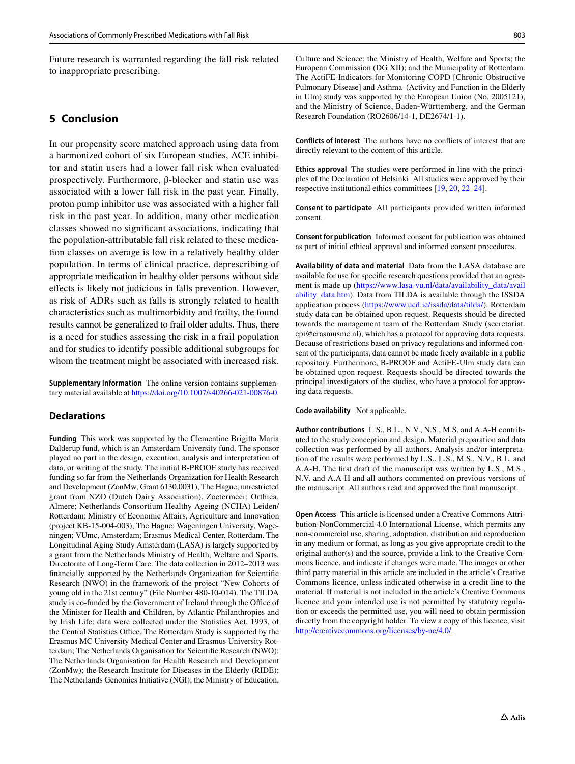Future research is warranted regarding the fall risk related to inappropriate prescribing.

## 5 Conclusion

In our propensity score matched approach using data from a harmonized cohort of six European studies, ACE inhibitor and statin users had a lower fall risk when evaluated prospectively. Furthermore, β-blocker and statin use was associated with a lower fall risk in the past year. Finally, proton pump inhibitor use was associated with a higher fall risk in the past year. In addition, many other medication classes showed no significant associations, indicating that the population-attributable fall risk related to these medication classes on average is low in a relatively healthy older population. In terms of clinical practice, deprescribing of appropriate medication in healthy older persons without side effects is likely not judicious in falls prevention. However, as risk of ADRs such as falls is strongly related to health characteristics such as multimorbidity and frailty, the found results cannot be generalized to frail older adults. Thus, there is a need for studies assessing the risk in a frail population and for studies to identify possible additional subgroups for whom the treatment might be associated with increased risk.

**Supplementary Information** The online version contains supplementary material available at https://doi.org/10.1007/s40266-021-00876-0.

### Declarations

**Funding** This work was supported by the Clementine Brigitta Maria Dalderup fund, which is an Amsterdam University fund. The sponsor played no part in the design, execution, analysis and interpretation of data, or writing of the study. The initial B-PROOF study has received funding so far from the Netherlands Organization for Health Research and Development (ZonMw, Grant 6130.0031), The Hague; unrestricted grant from NZO (Dutch Dairy Association), Zoetermeer; Orthica, Almere; Netherlands Consortium Healthy Ageing (NCHA) Leiden/Rotterdam; Ministry of Economic Affairs, Agriculture and Innovation (project KB-15-004-003), The Hague; Wageningen University, Wageningen; VUmc, Amsterdam; Erasmus Medical Center, Rotterdam. The Longitudinal Aging Study Amsterdam (LASA) is largely supported by a grant from the Netherlands Ministry of Health, Welfare and Sports, Directorate of Long-Term Care. The data collection in 2012–2013 was financially supported by the Netherlands Organization for Scientific Research (NWO) in the framework of the project "New Cohorts of young old in the 21st century" (File Number 480-10-014). The TILDA study is co-funded by the Government of Ireland through the Office of the Minister for Health and Children, by Atlantic Philanthropies and by Irish Life; data were collected under the Statistics Act, 1993, of the Central Statistics Office. The Rotterdam Study is supported by the Erasmus MC University Medical Center and Erasmus University Rotterdam; The Netherlands Organisation for Scientific Research (NWO); The Netherlands Organisation for Health Research and Development (ZonMw); the Research Institute for Diseases in the Elderly (RIDE); The Netherlands Genomics Initiative (NGI); the Ministry of Education, Culture and Science; the Ministry of Health, Welfare and Sports; the European Commission (DG XII); and the Municipality of Rotterdam. The ActiFE-Indicators for Monitoring COPD [Chronic Obstructive Pulmonary Disease] and Asthma–(Activity and Function in the Elderly in Ulm) study was supported by the European Union (No. 2005121), and the Ministry of Science, Baden-Württemberg, and the German Research Foundation (RO2606/14-1, DE2674/1-1).

**Conflicts of interest** The authors have no conflicts of interest that are directly relevant to the content of this article.

**Ethics approval** The studies were performed in line with the principles of the Declaration of Helsinki. All studies were approved by their respective institutional ethics committees [19, 20, 22–24].

**Consent to participate** All participants provided written informed consent.

**Consent for publication** Informed consent for publication was obtained as part of initial ethical approval and informed consent procedures.

**Availability of data and material** Data from the LASA database are available for use for specific research questions provided that an agreement is made up (https://www.lasa-vu.nl/data/availability_data/availability_data.htm). Data from TILDA is available through the ISSDA application process (https://www.ucd.ie/issda/data/tilda/). Rotterdam study data can be obtained upon request. Requests should be directed towards the management team of the Rotterdam Study (secretariat.epi@erasmusmc.nl), which has a protocol for approving data requests. Because of restrictions based on privacy regulations and informed consent of the participants, data cannot be made freely available in a public repository. Furthermore, B-PROOF and ActiFE-Ulm study data can be obtained upon request. Requests should be directed towards the principal investigators of the studies, who have a protocol for approving data requests.

**Code availability** Not applicable.

**Author contributions** L.S., B.L., N.V., N.S., M.S. and A.A-H contributed to the study conception and design. Material preparation and data collection was performed by all authors. Analysis and/or interpretation of the results were performed by L.S., L.S., M.S., N.V., B.L. and A.A-H. The first draft of the manuscript was written by L.S., M.S., N.V. and A.A-H and all authors commented on previous versions of the manuscript. All authors read and approved the final manuscript.

**Open Access** This article is licensed under a Creative Commons Attribution-NonCommercial 4.0 International License, which permits any non-commercial use, sharing, adaptation, distribution and reproduction in any medium or format, as long as you give appropriate credit to the original author(s) and the source, provide a link to the Creative Commons licence, and indicate if changes were made. The images or other third party material in this article are included in the article's Creative Commons licence, unless indicated otherwise in a credit line to the material. If material is not included in the article's Creative Commons licence and your intended use is not permitted by statutory regulation or exceeds the permitted use, you will need to obtain permission directly from the copyright holder. To view a copy of this licence, visit http://creativecommons.org/licenses/by-nc/4.0/.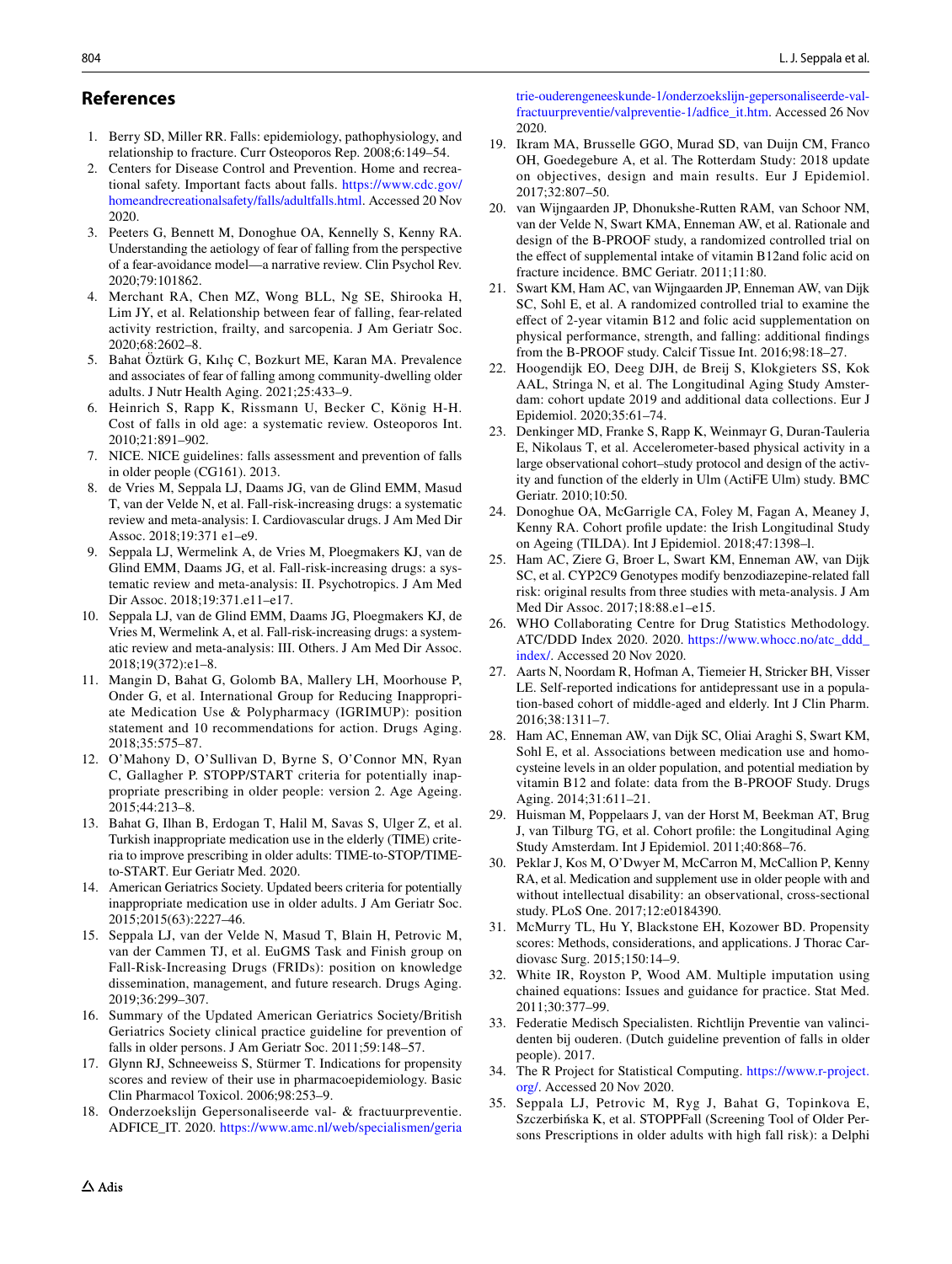## References

1. Berry SD, Miller RR. Falls: epidemiology, pathophysiology, and relationship to fracture. Curr Osteoporos Rep. 2008;6:149–54.
2. Centers for Disease Control and Prevention. Home and recreational safety. Important facts about falls. https://www.cdc.gov/homeandrecreationalsafety/falls/adultfalls.html. Accessed 20 Nov 2020.
3. Peeters G, Bennett M, Donoghue OA, Kennelly S, Kenny RA. Understanding the aetiology of fear of falling from the perspective of a fear-avoidance model—a narrative review. Clin Psychol Rev. 2020;79:101862.
4. Merchant RA, Chen MZ, Wong BLL, Ng SE, Shirooka H, Lim JY, et al. Relationship between fear of falling, fear-related activity restriction, frailty, and sarcopenia. J Am Geriatr Soc. 2020;68:2602–8.
5. Bahat Öztürk G, Kılıç C, Bozkurt ME, Karan MA. Prevalence and associates of fear of falling among community-dwelling older adults. J Nutr Health Aging. 2021;25:433–9.
6. Heinrich S, Rapp K, Rissmann U, Becker C, König H-H. Cost of falls in old age: a systematic review. Osteoporos Int. 2010;21:891–902.
7. NICE. NICE guidelines: falls assessment and prevention of falls in older people (CG161). 2013.
8. de Vries M, Seppala LJ, Daams JG, van de Glind EMM, Masud T, van der Velde N, et al. Fall-risk-increasing drugs: a systematic review and meta-analysis: I. Cardiovascular drugs. J Am Med Dir Assoc. 2018;19:371 e1–e9.
9. Seppala LJ, Wermelink A, de Vries M, Ploegmakers KJ, van de Glind EMM, Daams JG, et al. Fall-risk-increasing drugs: a systematic review and meta-analysis: II. Psychotropics. J Am Med Dir Assoc. 2018;19:371.e11–e17.
10. Seppala LJ, van de Glind EMM, Daams JG, Ploegmakers KJ, de Vries M, Wermelink A, et al. Fall-risk-increasing drugs: a systematic review and meta-analysis: III. Others. J Am Med Dir Assoc. 2018;19(372):e1–8.
11. Mangin D, Bahat G, Golomb BA, Mallery LH, Moorhouse P, Onder G, et al. International Group for Reducing Inappropriate Medication Use & Polypharmacy (IGRIMUP): position statement and 10 recommendations for action. Drugs Aging. 2018;35:575–87.
12. O'Mahony D, O'Sullivan D, Byrne S, O'Connor MN, Ryan C, Gallagher P. STOPP/START criteria for potentially inappropriate prescribing in older people: version 2. Age Ageing. 2015;44:213–8.
13. Bahat G, Ilhan B, Erdogan T, Halil M, Savas S, Ulger Z, et al. Turkish inappropriate medication use in the elderly (TIME) criteria to improve prescribing in older adults: TIME-to-STOP/TIME-to-START. Eur Geriatr Med. 2020.
14. American Geriatrics Society. Updated beers criteria for potentially inappropriate medication use in older adults. J Am Geriatr Soc. 2015;2015(63):2227–46.
15. Seppala LJ, van der Velde N, Masud T, Blain H, Petrovic M, van der Cammen TJ, et al. EuGMS Task and Finish group on Fall-Risk-Increasing Drugs (FRIDs): position on knowledge dissemination, management, and future research. Drugs Aging. 2019;36:299–307.
16. Summary of the Updated American Geriatrics Society/British Geriatrics Society clinical practice guideline for prevention of falls in older persons. J Am Geriatr Soc. 2011;59:148–57.
17. Glynn RJ, Schneeweiss S, Stürmer T. Indications for propensity scores and review of their use in pharmacoepidemiology. Basic Clin Pharmacol Toxicol. 2006;98:253–9.
18. Onderzoekslijn Gepersonaliseerde val- & fractuurpreventie. ADFICE_IT. 2020. https://www.amc.nl/web/specialismen/geriatrie-ouderengeneeskunde-1/onderzoekslijn-gepersonaliseerde-val-fractuurpreventie/valpreventie-1/adfice_it.htm. Accessed 26 Nov 2020.
19. Ikram MA, Brusselle GGO, Murad SD, van Duijn CM, Franco OH, Goedegebure A, et al. The Rotterdam Study: 2018 update on objectives, design and main results. Eur J Epidemiol. 2017;32:807–50.
20. van Wijngaarden JP, Dhonukshe-Rutten RAM, van Schoor NM, van der Velde N, Swart KMA, Enneman AW, et al. Rationale and design of the B-PROOF study, a randomized controlled trial on the effect of supplemental intake of vitamin B12and folic acid on fracture incidence. BMC Geriatr. 2011;11:80.
21. Swart KM, Ham AC, van Wijngaarden JP, Enneman AW, van Dijk SC, Sohl E, et al. A randomized controlled trial to examine the effect of 2-year vitamin B12 and folic acid supplementation on physical performance, strength, and falling: additional findings from the B-PROOF study. Calcif Tissue Int. 2016;98:18–27.
22. Hoogendijk EO, Deeg DJH, de Breij S, Klokgieters SS, Kok AAL, Stringa N, et al. The Longitudinal Aging Study Amsterdam: cohort update 2019 and additional data collections. Eur J Epidemiol. 2020;35:61–74.
23. Denkinger MD, Franke S, Rapp K, Weinmayr G, Duran-Tauleria E, Nikolaus T, et al. Accelerometer-based physical activity in a large observational cohort–study protocol and design of the activity and function of the elderly in Ulm (ActiFE Ulm) study. BMC Geriatr. 2010;10:50.
24. Donoghue OA, McGarrigle CA, Foley M, Fagan A, Meaney J, Kenny RA. Cohort profile update: the Irish Longitudinal Study on Ageing (TILDA). Int J Epidemiol. 2018;47:1398–l.
25. Ham AC, Ziere G, Broer L, Swart KM, Enneman AW, van Dijk SC, et al. CYP2C9 Genotypes modify benzodiazepine-related fall risk: original results from three studies with meta-analysis. J Am Med Dir Assoc. 2017;18:88.e1–e15.
26. WHO Collaborating Centre for Drug Statistics Methodology. ATC/DDD Index 2020. 2020. https://www.whocc.no/atc_ddd_index/. Accessed 20 Nov 2020.
27. Aarts N, Noordam R, Hofman A, Tiemeier H, Stricker BH, Visser LE. Self-reported indications for antidepressant use in a population-based cohort of middle-aged and elderly. Int J Clin Pharm. 2016;38:1311–7.
28. Ham AC, Enneman AW, van Dijk SC, Oliai Araghi S, Swart KM, Sohl E, et al. Associations between medication use and homocysteine levels in an older population, and potential mediation by vitamin B12 and folate: data from the B-PROOF Study. Drugs Aging. 2014;31:611–21.
29. Huisman M, Poppelaars J, van der Horst M, Beekman AT, Brug J, van Tilburg TG, et al. Cohort profile: the Longitudinal Aging Study Amsterdam. Int J Epidemiol. 2011;40:868–76.
30. Peklar J, Kos M, O'Dwyer M, McCarron M, McCallion P, Kenny RA, et al. Medication and supplement use in older people with and without intellectual disability: an observational, cross-sectional study. PLoS One. 2017;12:e0184390.
31. McMurry TL, Hu Y, Blackstone EH, Kozower BD. Propensity scores: Methods, considerations, and applications. J Thorac Cardiovasc Surg. 2015;150:14–9.
32. White IR, Royston P, Wood AM. Multiple imputation using chained equations: Issues and guidance for practice. Stat Med. 2011;30:377–99.
33. Federatie Medisch Specialisten. Richtlijn Preventie van valincidenten bij ouderen. (Dutch guideline prevention of falls in older people). 2017.
34. The R Project for Statistical Computing. https://www.r-project.org/. Accessed 20 Nov 2020.
35. Seppala LJ, Petrovic M, Ryg J, Bahat G, Topinkova E, Szczerbińska K, et al. STOPPFall (Screening Tool of Older Persons Prescriptions in older adults with high fall risk): a Delphi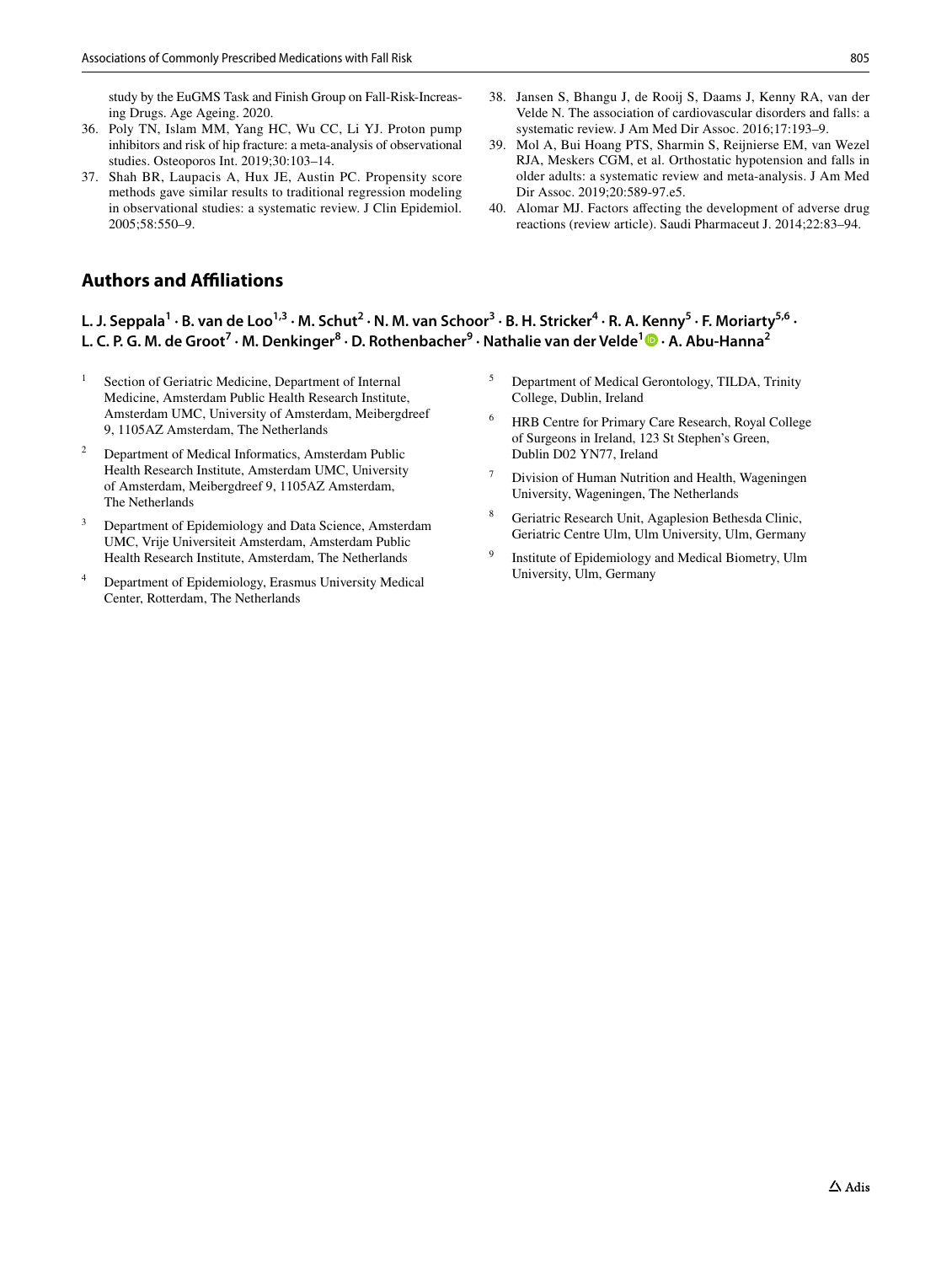study by the EuGMS Task and Finish Group on Fall-Risk-Increasing Drugs. Age Ageing. 2020.

36. Poly TN, Islam MM, Yang HC, Wu CC, Li YJ. Proton pump inhibitors and risk of hip fracture: a meta-analysis of observational studies. Osteoporos Int. 2019;30:103–14.
37. Shah BR, Laupacis A, Hux JE, Austin PC. Propensity score methods gave similar results to traditional regression modeling in observational studies: a systematic review. J Clin Epidemiol. 2005;58:550–9.
38. Jansen S, Bhangu J, de Rooij S, Daams J, Kenny RA, van der Velde N. The association of cardiovascular disorders and falls: a systematic review. J Am Med Dir Assoc. 2016;17:193–9.
39. Mol A, Bui Hoang PTS, Sharmin S, Reijnierse EM, van Wezel RJA, Meskers CGM, et al. Orthostatic hypotension and falls in older adults: a systematic review and meta-analysis. J Am Med Dir Assoc. 2019;20:589-97.e5.
40. Alomar MJ. Factors affecting the development of adverse drug reactions (review article). Saudi Pharmaceut J. 2014;22:83–94.

## Authors and Affiliations

**L. J. Seppala[1] · B. van de Loo[1,3] · M. Schut[2] · N. M. van Schoor[3] · B. H. Stricker[4] · R. A. Kenny[5] · F. Moriarty[5,6] · L. C. P. G. M. de Groot[7] · M. Denkinger[8] · D. Rothenbacher[9] · Nathalie van der Velde[1] · A. Abu-Hanna[2]**

[1] Section of Geriatric Medicine, Department of Internal Medicine, Amsterdam Public Health Research Institute, Amsterdam UMC, University of Amsterdam, Meibergdreef 9, 1105AZ Amsterdam, The Netherlands

[2] Department of Medical Informatics, Amsterdam Public Health Research Institute, Amsterdam UMC, University of Amsterdam, Meibergdreef 9, 1105AZ Amsterdam, The Netherlands

[3] Department of Epidemiology and Data Science, Amsterdam UMC, Vrije Universiteit Amsterdam, Amsterdam Public Health Research Institute, Amsterdam, The Netherlands

[4] Department of Epidemiology, Erasmus University Medical Center, Rotterdam, The Netherlands

[5] Department of Medical Gerontology, TILDA, Trinity College, Dublin, Ireland

[6] HRB Centre for Primary Care Research, Royal College of Surgeons in Ireland, 123 St Stephen's Green, Dublin D02 YN77, Ireland

[7] Division of Human Nutrition and Health, Wageningen University, Wageningen, The Netherlands

[8] Geriatric Research Unit, Agaplesion Bethesda Clinic, Geriatric Centre Ulm, Ulm University, Ulm, Germany

[9] Institute of Epidemiology and Medical Biometry, Ulm University, Ulm, Germany